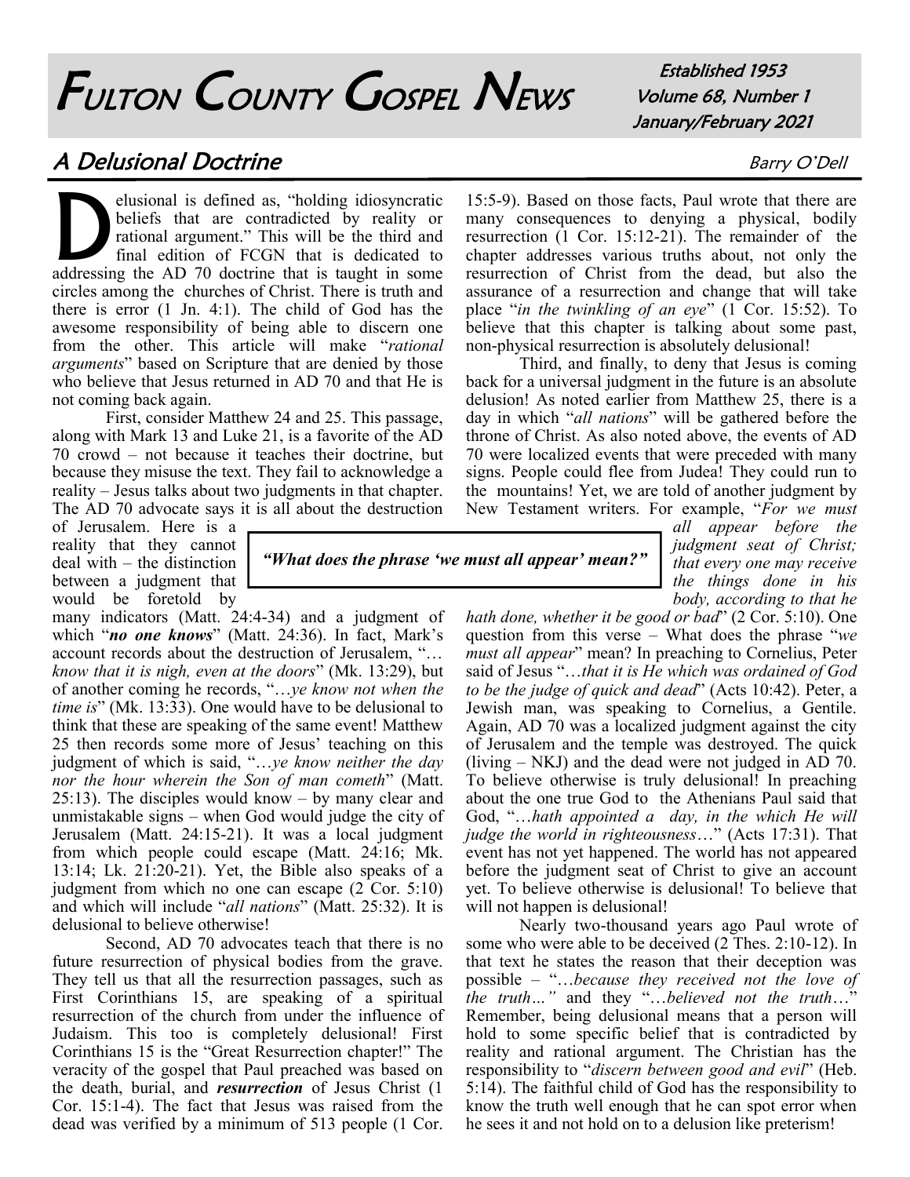# FULTON COUNTY GOSPEL NEWS

Established 1953
Volume 68, Number 1
January/February 2021

## A Delusional Doctrine

Barry O'Dell

Delusional is defined as, "holding idiosyncratic beliefs that are contradicted by reality or rational argument." This will be the third and final edition of FCGN that is dedicated to addressing the AD 70 doctrine that is taught in some circles among the churches of Christ. There is truth and there is error (1 Jn. 4:1). The child of God has the awesome responsibility of being able to discern one from the other. This article will make "*rational arguments*" based on Scripture that are denied by those who believe that Jesus returned in AD 70 and that He is not coming back again.

First, consider Matthew 24 and 25. This passage, along with Mark 13 and Luke 21, is a favorite of the AD 70 crowd – not because it teaches their doctrine, but because they misuse the text. They fail to acknowledge a reality – Jesus talks about two judgments in that chapter. The AD 70 advocate says it is all about the destruction of Jerusalem. Here is a reality that they cannot deal with – the distinction between a judgment that would be foretold by many indicators (Matt. 24:4-34) and a judgment of which "***no one knows***" (Matt. 24:36). In fact, Mark's account records about the destruction of Jerusalem, "*…know that it is nigh, even at the doors*" (Mk. 13:29), but of another coming he records, "*…ye know not when the time is*" (Mk. 13:33). One would have to be delusional to think that these are speaking of the same event! Matthew 25 then records some more of Jesus' teaching on this judgment of which is said, "*…ye know neither the day nor the hour wherein the Son of man cometh*" (Matt. 25:13). The disciples would know – by many clear and unmistakable signs – when God would judge the city of Jerusalem (Matt. 24:15-21). It was a local judgment from which people could escape (Matt. 24:16; Mk. 13:14; Lk. 21:20-21). Yet, the Bible also speaks of a judgment from which no one can escape (2 Cor. 5:10) and which will include "*all nations*" (Matt. 25:32). It is delusional to believe otherwise!

Second, AD 70 advocates teach that there is no future resurrection of physical bodies from the grave. They tell us that all the resurrection passages, such as First Corinthians 15, are speaking of a spiritual resurrection of the church from under the influence of Judaism. This too is completely delusional! First Corinthians 15 is the "Great Resurrection chapter!" The veracity of the gospel that Paul preached was based on the death, burial, and ***resurrection*** of Jesus Christ (1 Cor. 15:1-4). The fact that Jesus was raised from the dead was verified by a minimum of 513 people (1 Cor. 15:5-9). Based on those facts, Paul wrote that there are many consequences to denying a physical, bodily resurrection (1 Cor. 15:12-21). The remainder of the chapter addresses various truths about, not only the resurrection of Christ from the dead, but also the assurance of a resurrection and change that will take place "*in the twinkling of an eye*" (1 Cor. 15:52). To believe that this chapter is talking about some past, non-physical resurrection is absolutely delusional!

Third, and finally, to deny that Jesus is coming back for a universal judgment in the future is an absolute delusion! As noted earlier from Matthew 25, there is a day in which "*all nations*" will be gathered before the throne of Christ. As also noted above, the events of AD 70 were localized events that were preceded with many signs. People could flee from Judea! They could run to the mountains! Yet, we are told of another judgment by New Testament writers. For example, "*For we must all appear before the judgment seat of Christ; that every one may receive the things done in his body, according to that he hath done, whether it be good or bad*" (2 Cor. 5:10). One question from this verse – What does the phrase "*we must all appear*" mean? In preaching to Cornelius, Peter said of Jesus "*…that it is He which was ordained of God to be the judge of quick and dead*" (Acts 10:42). Peter, a Jewish man, was speaking to Cornelius, a Gentile. Again, AD 70 was a localized judgment against the city of Jerusalem and the temple was destroyed. The quick (living – NKJ) and the dead were not judged in AD 70. To believe otherwise is truly delusional! In preaching about the one true God to the Athenians Paul said that God, "*…hath appointed a day, in the which He will judge the world in righteousness…*" (Acts 17:31). That event has not yet happened. The world has not appeared before the judgment seat of Christ to give an account yet. To believe otherwise is delusional! To believe that will not happen is delusional!

> ***"What does the phrase 'we must all appear' mean?"***

Nearly two-thousand years ago Paul wrote of some who were able to be deceived (2 Thes. 2:10-12). In that text he states the reason that their deception was possible – "*…because they received not the love of the truth…*" and they "*…believed not the truth…*" Remember, being delusional means that a person will hold to some specific belief that is contradicted by reality and rational argument. The Christian has the responsibility to "*discern between good and evil*" (Heb. 5:14). The faithful child of God has the responsibility to know the truth well enough that he can spot error when he sees it and not hold on to a delusion like preterism!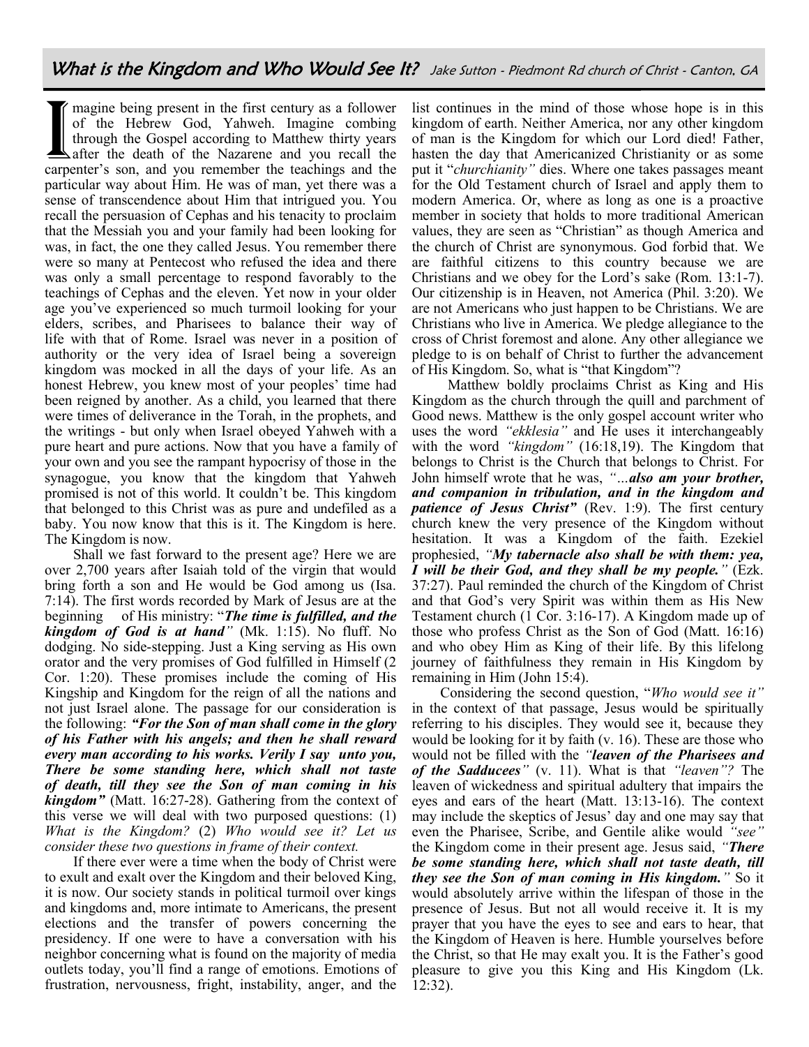## What is the Kingdom and Who Would See It? Jake Sutton - Piedmont Rd church of Christ - Canton, GA

Imagine being present in the first century as a follower of the Hebrew God, Yahweh. Imagine combing through the Gospel according to Matthew thirty years after the death of the Nazarene and you recall the carpenter's son, and you remember the teachings and the particular way about Him. He was of man, yet there was a sense of transcendence about Him that intrigued you. You recall the persuasion of Cephas and his tenacity to proclaim that the Messiah you and your family had been looking for was, in fact, the one they called Jesus. You remember there were so many at Pentecost who refused the idea and there was only a small percentage to respond favorably to the teachings of Cephas and the eleven. Yet now in your older age you've experienced so much turmoil looking for your elders, scribes, and Pharisees to balance their way of life with that of Rome. Israel was never in a position of authority or the very idea of Israel being a sovereign kingdom was mocked in all the days of your life. As an honest Hebrew, you knew most of your peoples' time had been reigned by another. As a child, you learned that there were times of deliverance in the Torah, in the prophets, and the writings - but only when Israel obeyed Yahweh with a pure heart and pure actions. Now that you have a family of your own and you see the rampant hypocrisy of those in the synagogue, you know that the kingdom that Yahweh promised is not of this world. It couldn't be. This kingdom that belonged to this Christ was as pure and undefiled as a baby. You now know that this is it. The Kingdom is here. The Kingdom is now.

Shall we fast forward to the present age? Here we are over 2,700 years after Isaiah told of the virgin that would bring forth a son and He would be God among us (Isa. 7:14). The first words recorded by Mark of Jesus are at the beginning of His ministry: "***The time is fulfilled, and the kingdom of God is at hand***" (Mk. 1:15). No fluff. No dodging. No side-stepping. Just a King serving as His own orator and the very promises of God fulfilled in Himself (2 Cor. 1:20). These promises include the coming of His Kingship and Kingdom for the reign of all the nations and not just Israel alone. The passage for our consideration is the following: ***"For the Son of man shall come in the glory of his Father with his angels; and then he shall reward every man according to his works. Verily I say unto you, There be some standing here, which shall not taste of death, till they see the Son of man coming in his kingdom"*** (Matt. 16:27-28). Gathering from the context of this verse we will deal with two purposed questions: (1) *What is the Kingdom?* (2) *Who would see it? Let us consider these two questions in frame of their context.*

If there ever were a time when the body of Christ were to exult and exalt over the Kingdom and their beloved King, it is now. Our society stands in political turmoil over kings and kingdoms and, more intimate to Americans, the present elections and the transfer of powers concerning the presidency. If one were to have a conversation with his neighbor concerning what is found on the majority of media outlets today, you'll find a range of emotions. Emotions of frustration, nervousness, fright, instability, anger, and the list continues in the mind of those whose hope is in this kingdom of earth. Neither America, nor any other kingdom of man is the Kingdom for which our Lord died! Father, hasten the day that Americanized Christianity or as some put it "*churchianity*" dies. Where one takes passages meant for the Old Testament church of Israel and apply them to modern America. Or, where as long as one is a proactive member in society that holds to more traditional American values, they are seen as "Christian" as though America and the church of Christ are synonymous. God forbid that. We are faithful citizens to this country because we are Christians and we obey for the Lord's sake (Rom. 13:1-7). Our citizenship is in Heaven, not America (Phil. 3:20). We are not Americans who just happen to be Christians. We are Christians who live in America. We pledge allegiance to the cross of Christ foremost and alone. Any other allegiance we pledge to is on behalf of Christ to further the advancement of His Kingdom. So, what is "that Kingdom"?

Matthew boldly proclaims Christ as King and His Kingdom as the church through the quill and parchment of Good news. Matthew is the only gospel account writer who uses the word *"ekklesia"* and He uses it interchangeably with the word *"kingdom"* (16:18,19). The Kingdom that belongs to Christ is the Church that belongs to Christ. For John himself wrote that he was, *"…**also am your brother, and companion in tribulation, and in the kingdom and patience of Jesus Christ**"* (Rev. 1:9). The first century church knew the very presence of the Kingdom without hesitation. It was a Kingdom of the faith. Ezekiel prophesied, *"**My tabernacle also shall be with them: yea, I will be their God, and they shall be my people.**"* (Ezk. 37:27). Paul reminded the church of the Kingdom of Christ and that God's very Spirit was within them as His New Testament church (1 Cor. 3:16-17). A Kingdom made up of those who profess Christ as the Son of God (Matt. 16:16) and who obey Him as King of their life. By this lifelong journey of faithfulness they remain in His Kingdom by remaining in Him (John 15:4).

Considering the second question, "*Who would see it"* in the context of that passage, Jesus would be spiritually referring to his disciples. They would see it, because they would be looking for it by faith (v. 16). These are those who would not be filled with the *"**leaven of the Pharisees and of the Sadducees**"* (v. 11). What is that *"leaven"?* The leaven of wickedness and spiritual adultery that impairs the eyes and ears of the heart (Matt. 13:13-16). The context may include the skeptics of Jesus' day and one may say that even the Pharisee, Scribe, and Gentile alike would *"see"* the Kingdom come in their present age. Jesus said, *"**There be some standing here, which shall not taste death, till they see the Son of man coming in His kingdom.**"* So it would absolutely arrive within the lifespan of those in the presence of Jesus. But not all would receive it. It is my prayer that you have the eyes to see and ears to hear, that the Kingdom of Heaven is here. Humble yourselves before the Christ, so that He may exalt you. It is the Father's good pleasure to give you this King and His Kingdom (Lk. 12:32).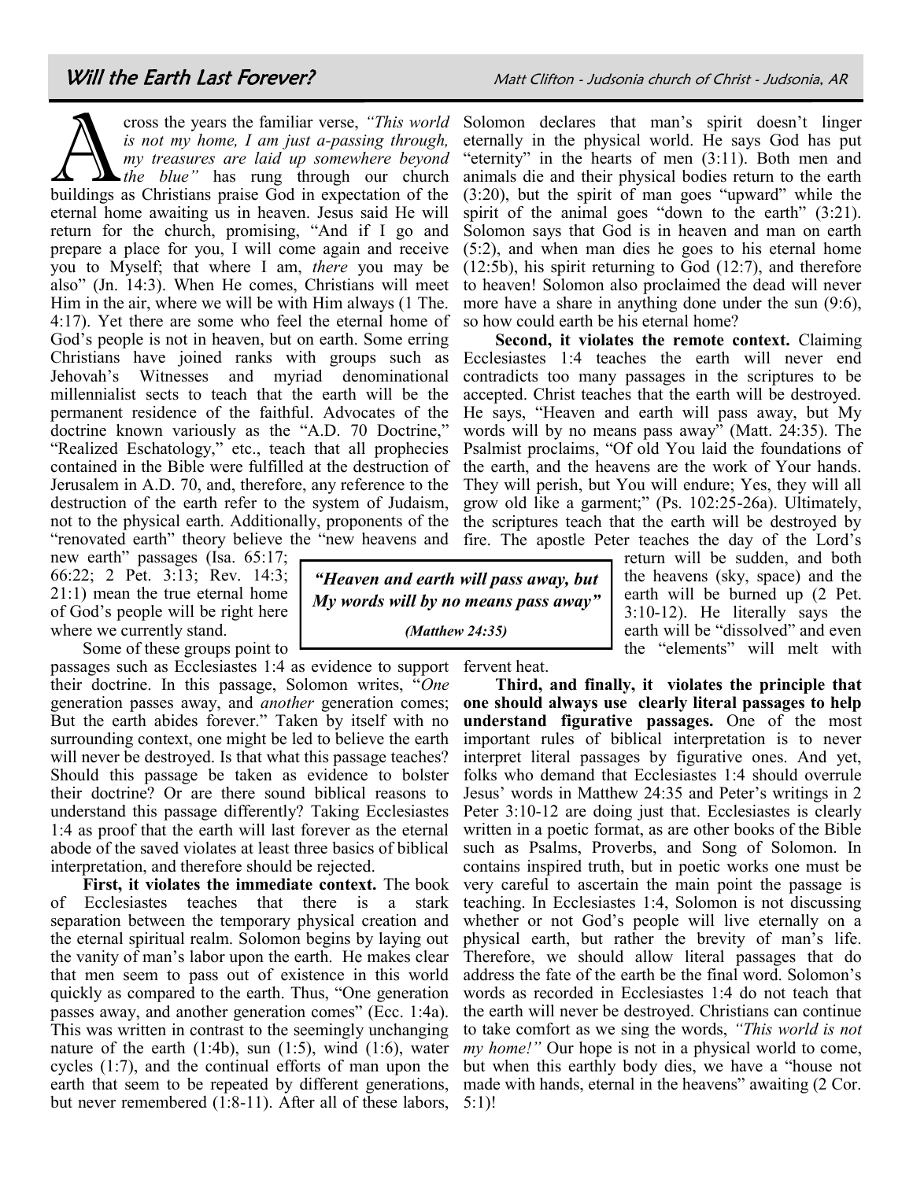# Will the Earth Last Forever?

Matt Clifton - Judsonia church of Christ - Judsonia, AR

Across the years the familiar verse, *"This world is not my home, I am just a-passing through, my treasures are laid up somewhere beyond the blue"* has rung through our church buildings as Christians praise God in expectation of the eternal home awaiting us in heaven. Jesus said He will return for the church, promising, "And if I go and prepare a place for you, I will come again and receive you to Myself; that where I am, *there* you may be also" (Jn. 14:3). When He comes, Christians will meet Him in the air, where we will be with Him always (1 The. 4:17). Yet there are some who feel the eternal home of God's people is not in heaven, but on earth. Some erring Christians have joined ranks with groups such as Jehovah's Witnesses and myriad denominational millennialist sects to teach that the earth will be the permanent residence of the faithful. Advocates of the doctrine known variously as the "A.D. 70 Doctrine," "Realized Eschatology," etc., teach that all prophecies contained in the Bible were fulfilled at the destruction of Jerusalem in A.D. 70, and, therefore, any reference to the destruction of the earth refer to the system of Judaism, not to the physical earth. Additionally, proponents of the "renovated earth" theory believe the "new heavens and new earth" passages (Isa. 65:17; 66:22; 2 Pet. 3:13; Rev. 14:3; 21:1) mean the true eternal home of God's people will be right here where we currently stand.

Some of these groups point to passages such as Ecclesiastes 1:4 as evidence to support their doctrine. In this passage, Solomon writes, "*One* generation passes away, and *another* generation comes; But the earth abides forever." Taken by itself with no surrounding context, one might be led to believe the earth will never be destroyed. Is that what this passage teaches? Should this passage be taken as evidence to bolster their doctrine? Or are there sound biblical reasons to understand this passage differently? Taking Ecclesiastes 1:4 as proof that the earth will last forever as the eternal abode of the saved violates at least three basics of biblical interpretation, and therefore should be rejected.

**First, it violates the immediate context.** The book of Ecclesiastes teaches that there is a stark separation between the temporary physical creation and the eternal spiritual realm. Solomon begins by laying out the vanity of man's labor upon the earth. He makes clear that men seem to pass out of existence in this world quickly as compared to the earth. Thus, "One generation passes away, and another generation comes" (Ecc. 1:4a). This was written in contrast to the seemingly unchanging nature of the earth (1:4b), sun (1:5), wind (1:6), water cycles (1:7), and the continual efforts of man upon the earth that seem to be repeated by different generations, but never remembered (1:8-11). After all of these labors, Solomon declares that man's spirit doesn't linger eternally in the physical world. He says God has put "eternity" in the hearts of men (3:11). Both men and animals die and their physical bodies return to the earth (3:20), but the spirit of man goes "upward" while the spirit of the animal goes "down to the earth" (3:21). Solomon says that God is in heaven and man on earth (5:2), and when man dies he goes to his eternal home (12:5b), his spirit returning to God (12:7), and therefore to heaven! Solomon also proclaimed the dead will never more have a share in anything done under the sun (9:6), so how could earth be his eternal home?

**Second, it violates the remote context.** Claiming Ecclesiastes 1:4 teaches the earth will never end contradicts too many passages in the scriptures to be accepted. Christ teaches that the earth will be destroyed. He says, "Heaven and earth will pass away, but My words will by no means pass away" (Matt. 24:35). The Psalmist proclaims, "Of old You laid the foundations of the earth, and the heavens are the work of Your hands. They will perish, but You will endure; Yes, they will all grow old like a garment;" (Ps. 102:25-26a). Ultimately, the scriptures teach that the earth will be destroyed by fire. The apostle Peter teaches the day of the Lord's return will be sudden, and both the heavens (sky, space) and the earth will be burned up (2 Pet. 3:10-12). He literally says the earth will be "dissolved" and even the "elements" will melt with fervent heat.

> ***"Heaven and earth will pass away, but My words will by no means pass away"***
>
> ***(Matthew 24:35)***

**Third, and finally, it violates the principle that one should always use clearly literal passages to help understand figurative passages.** One of the most important rules of biblical interpretation is to never interpret literal passages by figurative ones. And yet, folks who demand that Ecclesiastes 1:4 should overrule Jesus' words in Matthew 24:35 and Peter's writings in 2 Peter 3:10-12 are doing just that. Ecclesiastes is clearly written in a poetic format, as are other books of the Bible such as Psalms, Proverbs, and Song of Solomon. In contains inspired truth, but in poetic works one must be very careful to ascertain the main point the passage is teaching. In Ecclesiastes 1:4, Solomon is not discussing whether or not God's people will live eternally on a physical earth, but rather the brevity of man's life. Therefore, we should allow literal passages that do address the fate of the earth be the final word. Solomon's words as recorded in Ecclesiastes 1:4 do not teach that the earth will never be destroyed. Christians can continue to take comfort as we sing the words, *"This world is not my home!"* Our hope is not in a physical world to come, but when this earthly body dies, we have a "house not made with hands, eternal in the heavens" awaiting (2 Cor. 5:1)!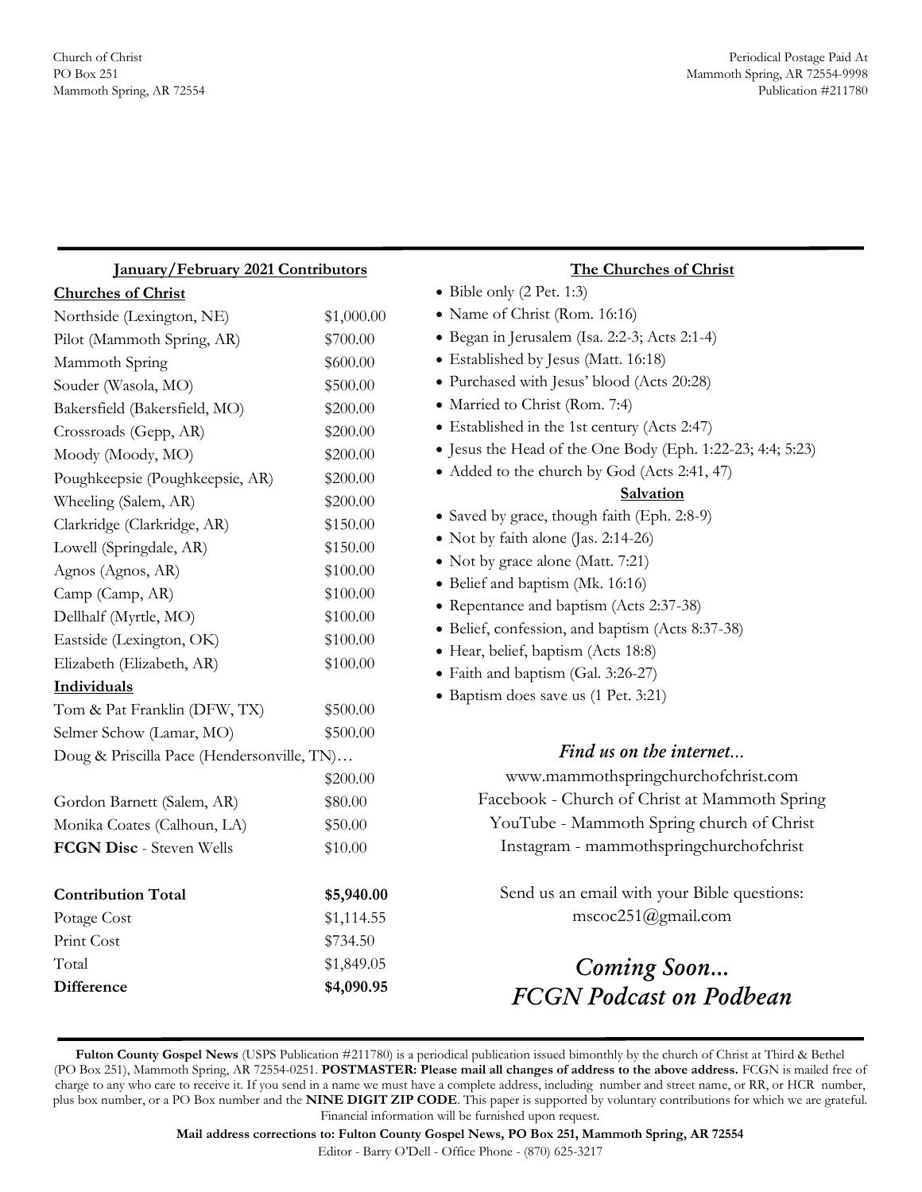Church of Christ
PO Box 251
Mammoth Spring, AR 72554

Periodical Postage Paid At
Mammoth Spring, AR 72554-9998
Publication #211780

## January/February 2021 Contributors

| | |
|---|---|
| **Churches of Christ** | |
| Northside (Lexington, NE) | $1,000.00 |
| Pilot (Mammoth Spring, AR) | $700.00 |
| Mammoth Spring | $600.00 |
| Souder (Wasola, MO) | $500.00 |
| Bakersfield (Bakersfield, MO) | $200.00 |
| Crossroads (Gepp, AR) | $200.00 |
| Moody (Moody, MO) | $200.00 |
| Poughkeepsie (Poughkeepsie, AR) | $200.00 |
| Wheeling (Salem, AR) | $200.00 |
| Clarkridge (Clarkridge, AR) | $150.00 |
| Lowell (Springdale, AR) | $150.00 |
| Agnos (Agnos, AR) | $100.00 |
| Camp (Camp, AR) | $100.00 |
| Dellhalf (Myrtle, MO) | $100.00 |
| Eastside (Lexington, OK) | $100.00 |
| Elizabeth (Elizabeth, AR) | $100.00 |
| **Individuals** | |
| Tom & Pat Franklin (DFW, TX) | $500.00 |
| Selmer Schow (Lamar, MO) | $500.00 |
| Doug & Priscilla Pace (Hendersonville, TN)… | $200.00 |
| Gordon Barnett (Salem, AR) | $80.00 |
| Monika Coates (Calhoun, LA) | $50.00 |
| **FCGN Disc** - Steven Wells | $10.00 |
| **Contribution Total** | **$5,940.00** |
| Potage Cost | $1,114.55 |
| Print Cost | $734.50 |
| Total | $1,849.05 |
| **Difference** | **$4,090.95** |

## The Churches of Christ

- Bible only (2 Pet. 1:3)
- Name of Christ (Rom. 16:16)
- Began in Jerusalem (Isa. 2:2-3; Acts 2:1-4)
- Established by Jesus (Matt. 16:18)
- Purchased with Jesus' blood (Acts 20:28)
- Married to Christ (Rom. 7:4)
- Established in the 1st century (Acts 2:47)
- Jesus the Head of the One Body (Eph. 1:22-23; 4:4; 5:23)
- Added to the church by God (Acts 2:41, 47)

## Salvation

- Saved by grace, though faith (Eph. 2:8-9)
- Not by faith alone (Jas. 2:14-26)
- Not by grace alone (Matt. 7:21)
- Belief and baptism (Mk. 16:16)
- Repentance and baptism (Acts 2:37-38)
- Belief, confession, and baptism (Acts 8:37-38)
- Hear, belief, baptism (Acts 18:8)
- Faith and baptism (Gal. 3:26-27)
- Baptism does save us (1 Pet. 3:21)

*Find us on the internet…*

www.mammothspringchurchofchrist.com
Facebook - Church of Christ at Mammoth Spring
YouTube - Mammoth Spring church of Christ
Instagram - mammothspringchurchofchrist

Send us an email with your Bible questions:
mscoc251@gmail.com

## *Coming Soon… FCGN Podcast on Podbean*

**Fulton County Gospel News** (USPS Publication #211780) is a periodical publication issued bimonthly by the church of Christ at Third & Bethel (PO Box 251), Mammoth Spring, AR 72554-0251. **POSTMASTER: Please mail all changes of address to the above address.** FCGN is mailed free of charge to any who care to receive it. If you send in a name we must have a complete address, including number and street name, or RR, or HCR number, plus box number, or a PO Box number and the **NINE DIGIT ZIP CODE**. This paper is supported by voluntary contributions for which we are grateful. Financial information will be furnished upon request.

**Mail address corrections to: Fulton County Gospel News, PO Box 251, Mammoth Spring, AR 72554**

Editor - Barry O'Dell - Office Phone - (870) 625-3217